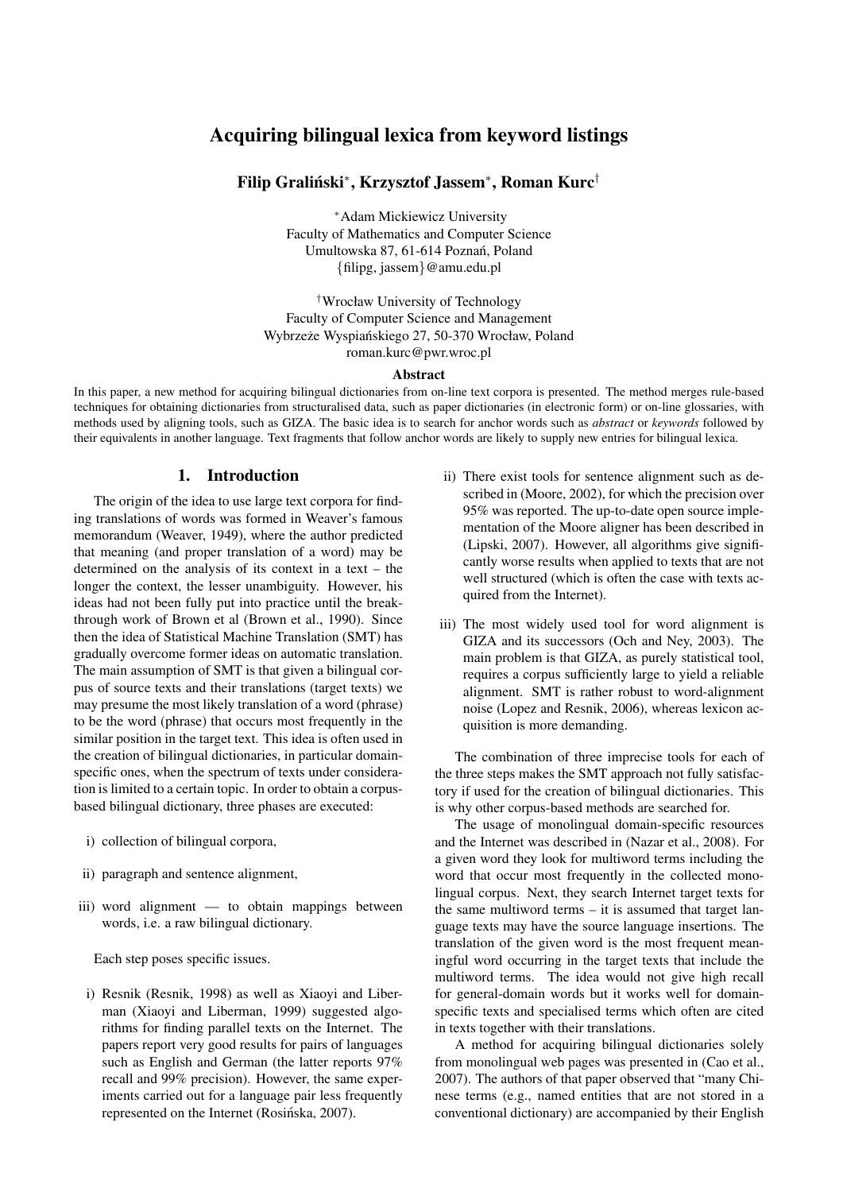# Acquiring bilingual lexica from keyword listings

**Filip Graliński***, **Krzysztof Jassem***, **Roman Kurc**†

*Adam Mickiewicz University
Faculty of Mathematics and Computer Science
Umultowska 87, 61-614 Poznań, Poland
{filipg, jassem}@amu.edu.pl

†Wrocław University of Technology
Faculty of Computer Science and Management
Wybrzeże Wyspiańskiego 27, 50-370 Wrocław, Poland
roman.kurc@pwr.wroc.pl

### Abstract

In this paper, a new method for acquiring bilingual dictionaries from on-line text corpora is presented. The method merges rule-based techniques for obtaining dictionaries from structuralised data, such as paper dictionaries (in electronic form) or on-line glossaries, with methods used by aligning tools, such as GIZA. The basic idea is to search for anchor words such as *abstract* or *keywords* followed by their equivalents in another language. Text fragments that follow anchor words are likely to supply new entries for bilingual lexica.

## 1. Introduction

The origin of the idea to use large text corpora for finding translations of words was formed in Weaver's famous memorandum (Weaver, 1949), where the author predicted that meaning (and proper translation of a word) may be determined on the analysis of its context in a text – the longer the context, the lesser unambiguity. However, his ideas had not been fully put into practice until the breakthrough work of Brown et al (Brown et al., 1990). Since then the idea of Statistical Machine Translation (SMT) has gradually overcome former ideas on automatic translation. The main assumption of SMT is that given a bilingual corpus of source texts and their translations (target texts) we may presume the most likely translation of a word (phrase) to be the word (phrase) that occurs most frequently in the similar position in the target text. This idea is often used in the creation of bilingual dictionaries, in particular domain-specific ones, when the spectrum of texts under consideration is limited to a certain topic. In order to obtain a corpus-based bilingual dictionary, three phases are executed:

i) collection of bilingual corpora,

ii) paragraph and sentence alignment,

iii) word alignment — to obtain mappings between words, i.e. a raw bilingual dictionary.

Each step poses specific issues.

i) Resnik (Resnik, 1998) as well as Xiaoyi and Liberman (Xiaoyi and Liberman, 1999) suggested algorithms for finding parallel texts on the Internet. The papers report very good results for pairs of languages such as English and German (the latter reports 97% recall and 99% precision). However, the same experiments carried out for a language pair less frequently represented on the Internet (Rosińska, 2007).

ii) There exist tools for sentence alignment such as described in (Moore, 2002), for which the precision over 95% was reported. The up-to-date open source implementation of the Moore aligner has been described in (Lipski, 2007). However, all algorithms give significantly worse results when applied to texts that are not well structured (which is often the case with texts acquired from the Internet).

iii) The most widely used tool for word alignment is GIZA and its successors (Och and Ney, 2003). The main problem is that GIZA, as purely statistical tool, requires a corpus sufficiently large to yield a reliable alignment. SMT is rather robust to word-alignment noise (Lopez and Resnik, 2006), whereas lexicon acquisition is more demanding.

The combination of three imprecise tools for each of the three steps makes the SMT approach not fully satisfactory if used for the creation of bilingual dictionaries. This is why other corpus-based methods are searched for.

The usage of monolingual domain-specific resources and the Internet was described in (Nazar et al., 2008). For a given word they look for multiword terms including the word that occur most frequently in the collected monolingual corpus. Next, they search Internet target texts for the same multiword terms – it is assumed that target language texts may have the source language insertions. The translation of the given word is the most frequent meaningful word occurring in the target texts that include the multiword terms. The idea would not give high recall for general-domain words but it works well for domain-specific texts and specialised terms which often are cited in texts together with their translations.

A method for acquiring bilingual dictionaries solely from monolingual web pages was presented in (Cao et al., 2007). The authors of that paper observed that "many Chinese terms (e.g., named entities that are not stored in a conventional dictionary) are accompanied by their English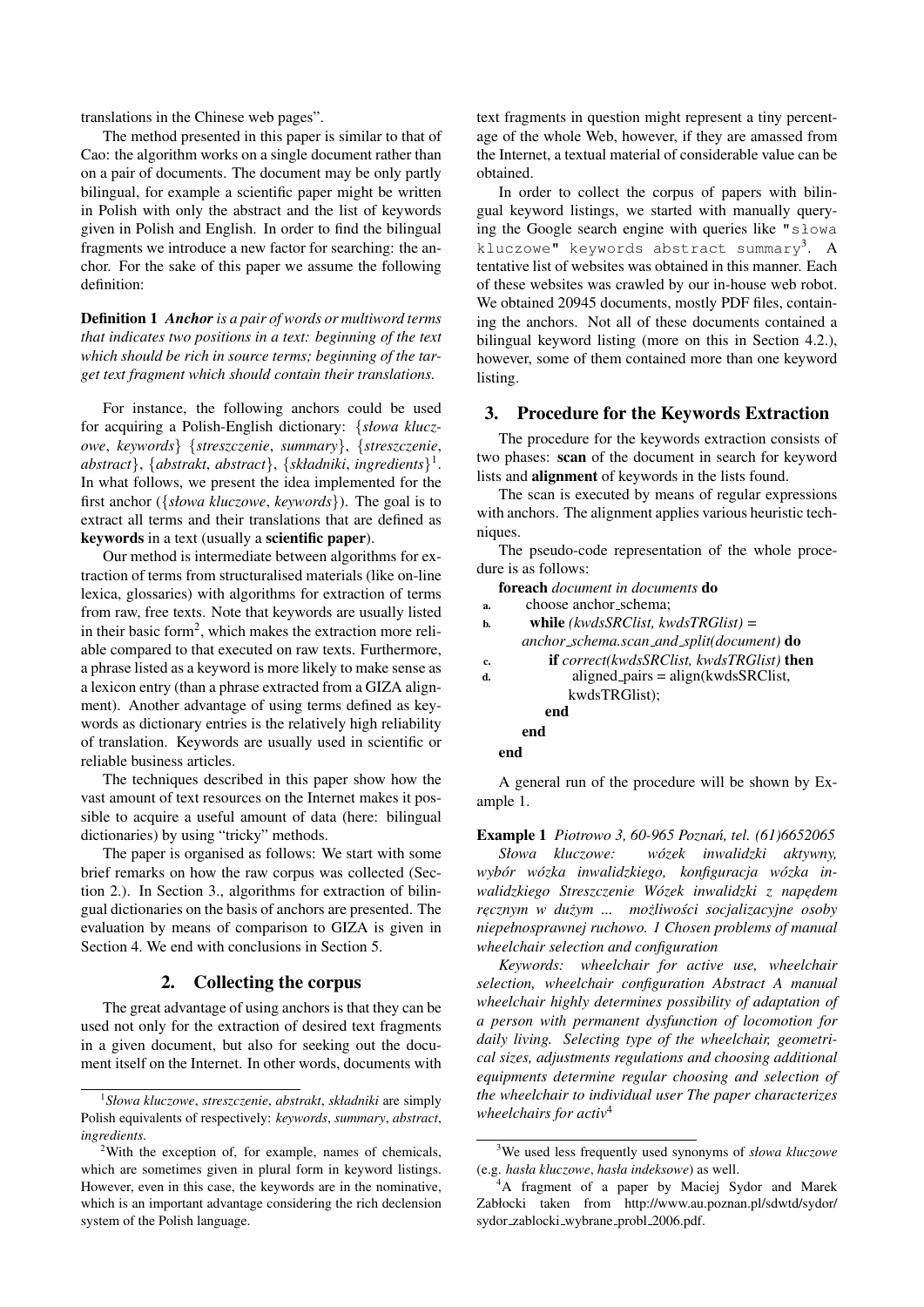translations in the Chinese web pages".

The method presented in this paper is similar to that of Cao: the algorithm works on a single document rather than on a pair of documents. The document may be only partly bilingual, for example a scientific paper might be written in Polish with only the abstract and the list of keywords given in Polish and English. In order to find the bilingual fragments we introduce a new factor for searching: the anchor. For the sake of this paper we assume the following definition:

**Definition 1** ***Anchor*** *is a pair of words or multiword terms that indicates two positions in a text: beginning of the text which should be rich in source terms; beginning of the target text fragment which should contain their translations.*

For instance, the following anchors could be used for acquiring a Polish-English dictionary: {*słowa kluczowe*, *keywords*} {*streszczenie*, *summary*}, {*streszczenie*, *abstract*}, {*abstrakt*, *abstract*}, {*składniki*, *ingredients*}[1]. In what follows, we present the idea implemented for the first anchor ({*słowa kluczowe*, *keywords*}). The goal is to extract all terms and their translations that are defined as **keywords** in a text (usually a **scientific paper**).

Our method is intermediate between algorithms for extraction of terms from structuralised materials (like on-line lexica, glossaries) with algorithms for extraction of terms from raw, free texts. Note that keywords are usually listed in their basic form[2], which makes the extraction more reliable compared to that executed on raw texts. Furthermore, a phrase listed as a keyword is more likely to make sense as a lexicon entry (than a phrase extracted from a GIZA alignment). Another advantage of using terms defined as keywords as dictionary entries is the relatively high reliability of translation. Keywords are usually used in scientific or reliable business articles.

The techniques described in this paper show how the vast amount of text resources on the Internet makes it possible to acquire a useful amount of data (here: bilingual dictionaries) by using "tricky" methods.

The paper is organised as follows: We start with some brief remarks on how the raw corpus was collected (Section 2.). In Section 3., algorithms for extraction of bilingual dictionaries on the basis of anchors are presented. The evaluation by means of comparison to GIZA is given in Section 4. We end with conclusions in Section 5.

## 2. Collecting the corpus

The great advantage of using anchors is that they can be used not only for the extraction of desired text fragments in a given document, but also for seeking out the document itself on the Internet. In other words, documents with text fragments in question might represent a tiny percentage of the whole Web, however, if they are amassed from the Internet, a textual material of considerable value can be obtained.

In order to collect the corpus of papers with bilingual keyword listings, we started with manually querying the Google search engine with queries like `"słowa kluczowe" keywords abstract summary`[3]. A tentative list of websites was obtained in this manner. Each of these websites was crawled by our in-house web robot. We obtained 20945 documents, mostly PDF files, containing the anchors. Not all of these documents contained a bilingual keyword listing (more on this in Section 4.2.), however, some of them contained more than one keyword listing.

## 3. Procedure for the Keywords Extraction

The procedure for the keywords extraction consists of two phases: **scan** of the document in search for keyword lists and **alignment** of keywords in the lists found.

The scan is executed by means of regular expressions with anchors. The alignment applies various heuristic techniques.

The pseudo-code representation of the whole procedure is as follows:

```
foreach document in documents do
a.   choose anchor_schema;
b.   while (kwdsSRClist, kwdsTRGlist) =
       anchor_schema.scan_and_split(document) do
c.     if correct(kwdsSRClist, kwdsTRGlist) then
d.       aligned_pairs = align(kwdsSRClist,
           kwdsTRGlist);
       end
     end
end
```

A general run of the procedure will be shown by Example 1.

**Example 1** *Piotrowo 3, 60-965 Poznań, tel. (61)6652065 Słowa kluczowe: wózek inwalidzki aktywny, wybór wózka inwalidzkiego, konfiguracja wózka inwalidzkiego Streszczenie Wózek inwalidzki z napędem ręcznym w dużym ... możliwości socjalizacyjne osoby niepełnosprawnej ruchowo. 1 Chosen problems of manual wheelchair selection and configuration*

*Keywords: wheelchair for active use, wheelchair selection, wheelchair configuration Abstract A manual wheelchair highly determines possibility of adaptation of a person with permanent dysfunction of locomotion for daily living. Selecting type of the wheelchair, geometrical sizes, adjustments regulations and choosing additional equipments determine regular choosing and selection of the wheelchair to individual user The paper characterizes wheelchairs for activ*[4]

---

[1] *Słowa kluczowe*, *streszczenie*, *abstrakt*, *składniki* are simply Polish equivalents of respectively: *keywords*, *summary*, *abstract*, *ingredients*.

[2] With the exception of, for example, names of chemicals, which are sometimes given in plural form in keyword listings. However, even in this case, the keywords are in the nominative, which is an important advantage considering the rich declension system of the Polish language.

[3] We used less frequently used synonyms of *słowa kluczowe* (e.g. *hasła kluczowe*, *hasła indeksowe*) as well.

[4] A fragment of a paper by Maciej Sydor and Marek Zabłocki taken from http://www.au.poznan.pl/sdwtd/sydor/sydor_zablocki_wybrane_probl_2006.pdf.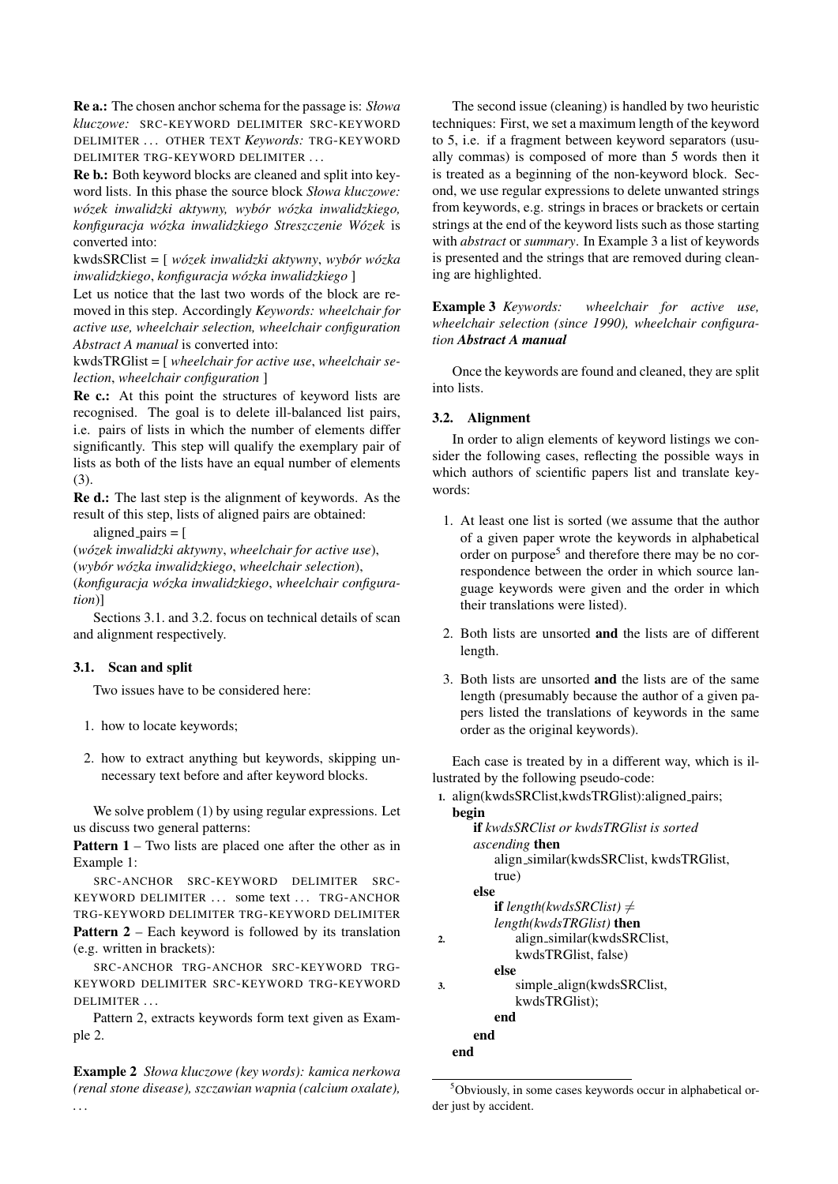**Re a.:** The chosen anchor schema for the passage is: *Słowa kluczowe:* SRC-KEYWORD DELIMITER SRC-KEYWORD DELIMITER ... OTHER TEXT *Keywords:* TRG-KEYWORD DELIMITER TRG-KEYWORD DELIMITER ...

**Re b.:** Both keyword blocks are cleaned and split into keyword lists. In this phase the source block *Słowa kluczowe: wózek inwalidzki aktywny, wybór wózka inwalidzkiego, konfiguracja wózka inwalidzkiego Streszczenie Wózek* is converted into:

kwdsSRClist = [ *wózek inwalidzki aktywny*, *wybór wózka inwalidzkiego*, *konfiguracja wózka inwalidzkiego* ]

Let us notice that the last two words of the block are removed in this step. Accordingly *Keywords: wheelchair for active use, wheelchair selection, wheelchair configuration Abstract A manual* is converted into:

kwdsTRGlist = [ *wheelchair for active use*, *wheelchair selection*, *wheelchair configuration* ]

**Re c.:** At this point the structures of keyword lists are recognised. The goal is to delete ill-balanced list pairs, i.e. pairs of lists in which the number of elements differ significantly. This step will qualify the exemplary pair of lists as both of the lists have an equal number of elements (3).

**Re d.:** The last step is the alignment of keywords. As the result of this step, lists of aligned pairs are obtained:

aligned_pairs = [
(*wózek inwalidzki aktywny*, *wheelchair for active use*),
(*wybór wózka inwalidzkiego*, *wheelchair selection*),
(*konfiguracja wózka inwalidzkiego*, *wheelchair configuration*)]

Sections 3.1. and 3.2. focus on technical details of scan and alignment respectively.

### 3.1. Scan and split

Two issues have to be considered here:

1. how to locate keywords;
2. how to extract anything but keywords, skipping unnecessary text before and after keyword blocks.

We solve problem (1) by using regular expressions. Let us discuss two general patterns:

**Pattern 1** – Two lists are placed one after the other as in Example 1:

SRC-ANCHOR SRC-KEYWORD DELIMITER SRC-KEYWORD DELIMITER ... some text ... TRG-ANCHOR TRG-KEYWORD DELIMITER TRG-KEYWORD DELIMITER

**Pattern 2** – Each keyword is followed by its translation (e.g. written in brackets):

SRC-ANCHOR TRG-ANCHOR SRC-KEYWORD TRG-KEYWORD DELIMITER SRC-KEYWORD TRG-KEYWORD DELIMITER ...

Pattern 2, extracts keywords form text given as Example 2.

**Example 2** *Słowa kluczowe (key words): kamica nerkowa (renal stone disease), szczawian wapnia (calcium oxalate), ...*

The second issue (cleaning) is handled by two heuristic techniques: First, we set a maximum length of the keyword to 5, i.e. if a fragment between keyword separators (usually commas) is composed of more than 5 words then it is treated as a beginning of the non-keyword block. Second, we use regular expressions to delete unwanted strings from keywords, e.g. strings in braces or brackets or certain strings at the end of the keyword lists such as those starting with *abstract* or *summary*. In Example 3 a list of keywords is presented and the strings that are removed during cleaning are highlighted.

**Example 3** *Keywords: wheelchair for active use, wheelchair selection (since 1990), wheelchair configuration* ***Abstract A manual***

Once the keywords are found and cleaned, they are split into lists.

### 3.2. Alignment

In order to align elements of keyword listings we consider the following cases, reflecting the possible ways in which authors of scientific papers list and translate keywords:

1. At least one list is sorted (we assume that the author of a given paper wrote the keywords in alphabetical order on purpose[5] and therefore there may be no correspondence between the order in which source language keywords were given and the order in which their translations were listed).
2. Both lists are unsorted **and** the lists are of different length.
3. Both lists are unsorted **and** the lists are of the same length (presumably because the author of a given papers listed the translations of keywords in the same order as the original keywords).

Each case is treated by in a different way, which is illustrated by the following pseudo-code:

```
1. align(kwdsSRClist,kwdsTRGlist):aligned_pairs;
   begin
       if kwdsSRClist or kwdsTRGlist is sorted
       ascending then
           align_similar(kwdsSRClist, kwdsTRGlist,
           true)
       else
           if length(kwdsSRClist) ≠
           length(kwdsTRGlist) then
2.             align_similar(kwdsSRClist,
               kwdsTRGlist, false)
           else
3.             simple_align(kwdsSRClist,
               kwdsTRGlist);
           end
       end
   end
```

[5] Obviously, in some cases keywords occur in alphabetical order just by accident.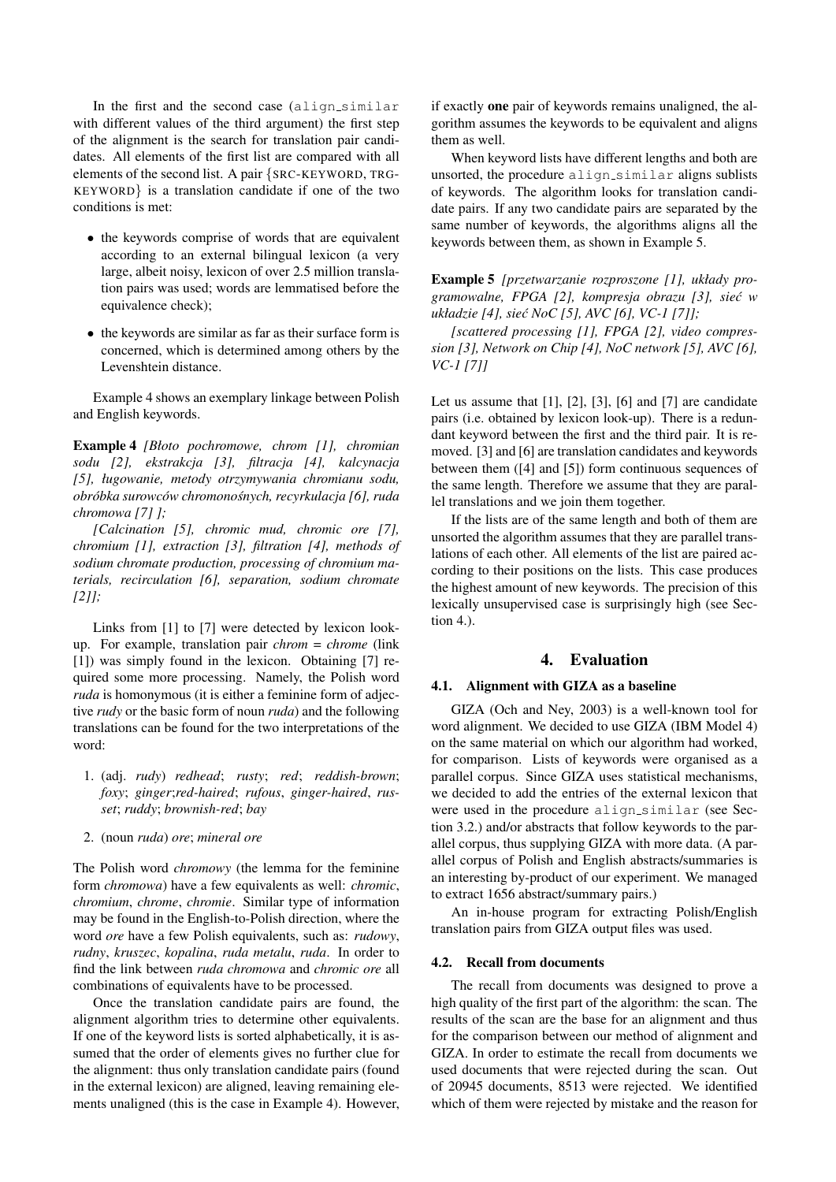In the first and the second case (`align_similar` with different values of the third argument) the first step of the alignment is the search for translation pair candidates. All elements of the first list are compared with all elements of the second list. A pair {SRC-KEYWORD, TRG-KEYWORD} is a translation candidate if one of the two conditions is met:

- the keywords comprise of words that are equivalent according to an external bilingual lexicon (a very large, albeit noisy, lexicon of over 2.5 million translation pairs was used; words are lemmatised before the equivalence check);
- the keywords are similar as far as their surface form is concerned, which is determined among others by the Levenshtein distance.

Example 4 shows an exemplary linkage between Polish and English keywords.

**Example 4** *[Błoto pochromowe, chrom [1], chromian sodu [2], ekstrakcja [3], filtracja [4], kalcynacja [5], ługowanie, metody otrzymywania chromianu sodu, obróbka surowców chromonośnych, recyrkulacja [6], ruda chromowa [7] ];*

*[Calcination [5], chromic mud, chromic ore [7], chromium [1], extraction [3], filtration [4], methods of sodium chromate production, processing of chromium materials, recirculation [6], separation, sodium chromate [2]];*

Links from [1] to [7] were detected by lexicon look-up. For example, translation pair *chrom* = *chrome* (link [1]) was simply found in the lexicon. Obtaining [7] required some more processing. Namely, the Polish word *ruda* is homonymous (it is either a feminine form of adjective *rudy* or the basic form of noun *ruda*) and the following translations can be found for the two interpretations of the word:

1. (adj. *rudy*) *redhead*; *rusty*; *red*; *reddish-brown*; *foxy*; *ginger*;*red-haired*; *rufous*, *ginger-haired*, *russet*; *ruddy*; *brownish-red*; *bay*
2. (noun *ruda*) *ore*; *mineral ore*

The Polish word *chromowy* (the lemma for the feminine form *chromowa*) have a few equivalents as well: *chromic*, *chromium*, *chrome*, *chromie*. Similar type of information may be found in the English-to-Polish direction, where the word *ore* have a few Polish equivalents, such as: *rudowy*, *rudny*, *kruszec*, *kopalina*, *ruda metalu*, *ruda*. In order to find the link between *ruda chromowa* and *chromic ore* all combinations of equivalents have to be processed.

Once the translation candidate pairs are found, the alignment algorithm tries to determine other equivalents. If one of the keyword lists is sorted alphabetically, it is assumed that the order of elements gives no further clue for the alignment: thus only translation candidate pairs (found in the external lexicon) are aligned, leaving remaining elements unaligned (this is the case in Example 4). However, if exactly **one** pair of keywords remains unaligned, the algorithm assumes the keywords to be equivalent and aligns them as well.

When keyword lists have different lengths and both are unsorted, the procedure `align_similar` aligns sublists of keywords. The algorithm looks for translation candidate pairs. If any two candidate pairs are separated by the same number of keywords, the algorithms aligns all the keywords between them, as shown in Example 5.

**Example 5** *[przetwarzanie rozproszone [1], układy programowalne, FPGA [2], kompresja obrazu [3], sieć w układzie [4], sieć NoC [5], AVC [6], VC-1 [7]];*

*[scattered processing [1], FPGA [2], video compression [3], Network on Chip [4], NoC network [5], AVC [6], VC-1 [7]]*

Let us assume that [1], [2], [3], [6] and [7] are candidate pairs (i.e. obtained by lexicon look-up). There is a redundant keyword between the first and the third pair. It is removed. [3] and [6] are translation candidates and keywords between them ([4] and [5]) form continuous sequences of the same length. Therefore we assume that they are parallel translations and we join them together.

If the lists are of the same length and both of them are unsorted the algorithm assumes that they are parallel translations of each other. All elements of the list are paired according to their positions on the lists. This case produces the highest amount of new keywords. The precision of this lexically unsupervised case is surprisingly high (see Section 4.).

## 4. Evaluation

### 4.1. Alignment with GIZA as a baseline

GIZA (Och and Ney, 2003) is a well-known tool for word alignment. We decided to use GIZA (IBM Model 4) on the same material on which our algorithm had worked, for comparison. Lists of keywords were organised as a parallel corpus. Since GIZA uses statistical mechanisms, we decided to add the entries of the external lexicon that were used in the procedure `align_similar` (see Section 3.2.) and/or abstracts that follow keywords to the parallel corpus, thus supplying GIZA with more data. (A parallel corpus of Polish and English abstracts/summaries is an interesting by-product of our experiment. We managed to extract 1656 abstract/summary pairs.)

An in-house program for extracting Polish/English translation pairs from GIZA output files was used.

### 4.2. Recall from documents

The recall from documents was designed to prove a high quality of the first part of the algorithm: the scan. The results of the scan are the base for an alignment and thus for the comparison between our method of alignment and GIZA. In order to estimate the recall from documents we used documents that were rejected during the scan. Out of 20945 documents, 8513 were rejected. We identified which of them were rejected by mistake and the reason for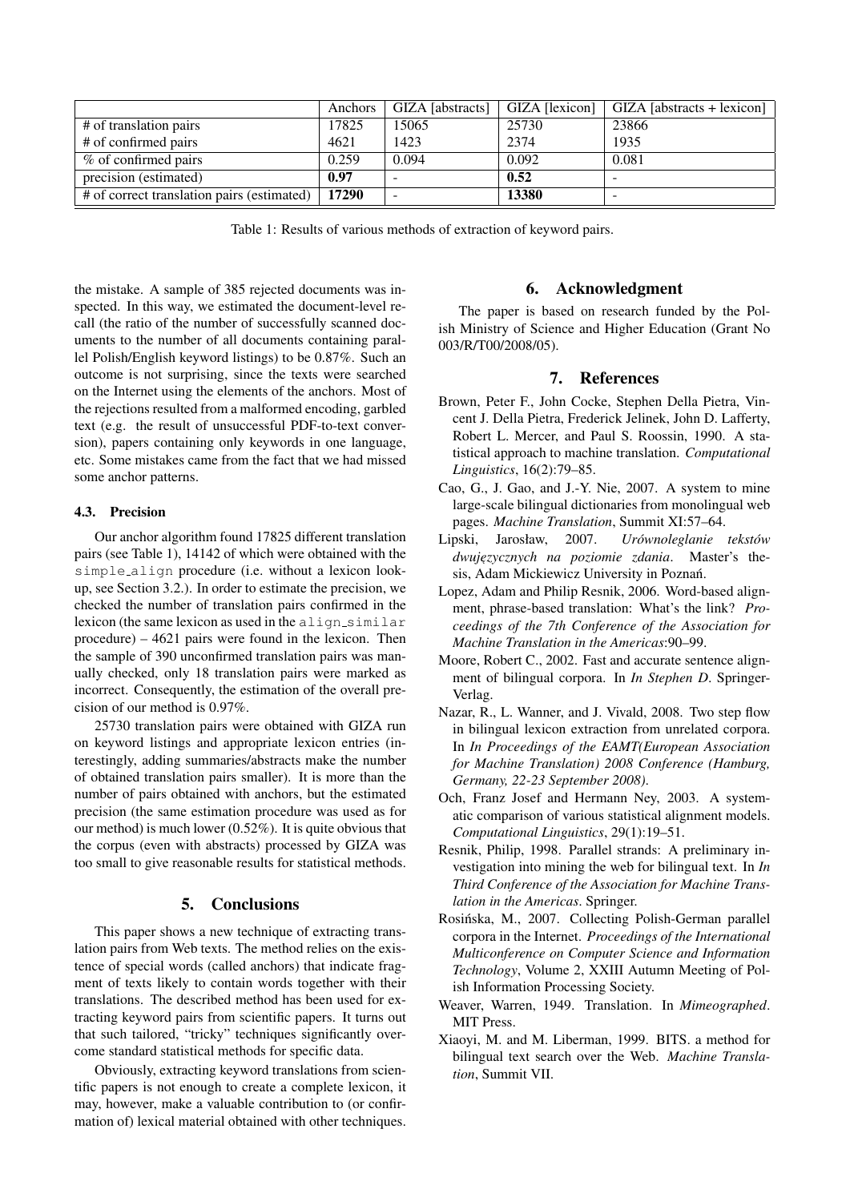|  | Anchors | GIZA [abstracts] | GIZA [lexicon] | GIZA [abstracts + lexicon] |
|---|---|---|---|---|
| # of translation pairs | 17825 | 15065 | 25730 | 23866 |
| # of confirmed pairs | 4621 | 1423 | 2374 | 1935 |
| % of confirmed pairs | 0.259 | 0.094 | 0.092 | 0.081 |
| precision (estimated) | **0.97** | - | **0.52** | - |
| # of correct translation pairs (estimated) | **17290** | - | **13380** | - |

Table 1: Results of various methods of extraction of keyword pairs.

the mistake. A sample of 385 rejected documents was inspected. In this way, we estimated the document-level recall (the ratio of the number of successfully scanned documents to the number of all documents containing parallel Polish/English keyword listings) to be 0.87%. Such an outcome is not surprising, since the texts were searched on the Internet using the elements of the anchors. Most of the rejections resulted from a malformed encoding, garbled text (e.g. the result of unsuccessful PDF-to-text conversion), papers containing only keywords in one language, etc. Some mistakes came from the fact that we had missed some anchor patterns.

### 4.3. Precision

Our anchor algorithm found 17825 different translation pairs (see Table 1), 14142 of which were obtained with the `simple_align` procedure (i.e. without a lexicon lookup, see Section 3.2.). In order to estimate the precision, we checked the number of translation pairs confirmed in the lexicon (the same lexicon as used in the `align_similar` procedure) – 4621 pairs were found in the lexicon. Then the sample of 390 unconfirmed translation pairs was manually checked, only 18 translation pairs were marked as incorrect. Consequently, the estimation of the overall precision of our method is 0.97%.

25730 translation pairs were obtained with GIZA run on keyword listings and appropriate lexicon entries (interestingly, adding summaries/abstracts make the number of obtained translation pairs smaller). It is more than the number of pairs obtained with anchors, but the estimated precision (the same estimation procedure was used as for our method) is much lower (0.52%). It is quite obvious that the corpus (even with abstracts) processed by GIZA was too small to give reasonable results for statistical methods.

## 5. Conclusions

This paper shows a new technique of extracting translation pairs from Web texts. The method relies on the existence of special words (called anchors) that indicate fragment of texts likely to contain words together with their translations. The described method has been used for extracting keyword pairs from scientific papers. It turns out that such tailored, "tricky" techniques significantly overcome standard statistical methods for specific data.

Obviously, extracting keyword translations from scientific papers is not enough to create a complete lexicon, it may, however, make a valuable contribution to (or confirmation of) lexical material obtained with other techniques.

## 6. Acknowledgment

The paper is based on research funded by the Polish Ministry of Science and Higher Education (Grant No 003/R/T00/2008/05).

## 7. References

Brown, Peter F., John Cocke, Stephen Della Pietra, Vincent J. Della Pietra, Frederick Jelinek, John D. Lafferty, Robert L. Mercer, and Paul S. Roossin, 1990. A statistical approach to machine translation. *Computational Linguistics*, 16(2):79–85.

Cao, G., J. Gao, and J.-Y. Nie, 2007. A system to mine large-scale bilingual dictionaries from monolingual web pages. *Machine Translation*, Summit XI:57–64.

Lipski, Jarosław, 2007. *Urównoleglanie tekstów dwujęzycznych na poziomie zdania*. Master's thesis, Adam Mickiewicz University in Poznań.

Lopez, Adam and Philip Resnik, 2006. Word-based alignment, phrase-based translation: What's the link? *Proceedings of the 7th Conference of the Association for Machine Translation in the Americas*:90–99.

Moore, Robert C., 2002. Fast and accurate sentence alignment of bilingual corpora. In *In Stephen D*. Springer-Verlag.

Nazar, R., L. Wanner, and J. Vivald, 2008. Two step flow in bilingual lexicon extraction from unrelated corpora. In *In Proceedings of the EAMT(European Association for Machine Translation) 2008 Conference (Hamburg, Germany, 22-23 September 2008)*.

Och, Franz Josef and Hermann Ney, 2003. A systematic comparison of various statistical alignment models. *Computational Linguistics*, 29(1):19–51.

Resnik, Philip, 1998. Parallel strands: A preliminary investigation into mining the web for bilingual text. In *In Third Conference of the Association for Machine Translation in the Americas*. Springer.

Rosińska, M., 2007. Collecting Polish-German parallel corpora in the Internet. *Proceedings of the International Multiconference on Computer Science and Information Technology*, Volume 2, XXIII Autumn Meeting of Polish Information Processing Society.

Weaver, Warren, 1949. Translation. In *Mimeographed*. MIT Press.

Xiaoyi, M. and M. Liberman, 1999. BITS. a method for bilingual text search over the Web. *Machine Translation*, Summit VII.